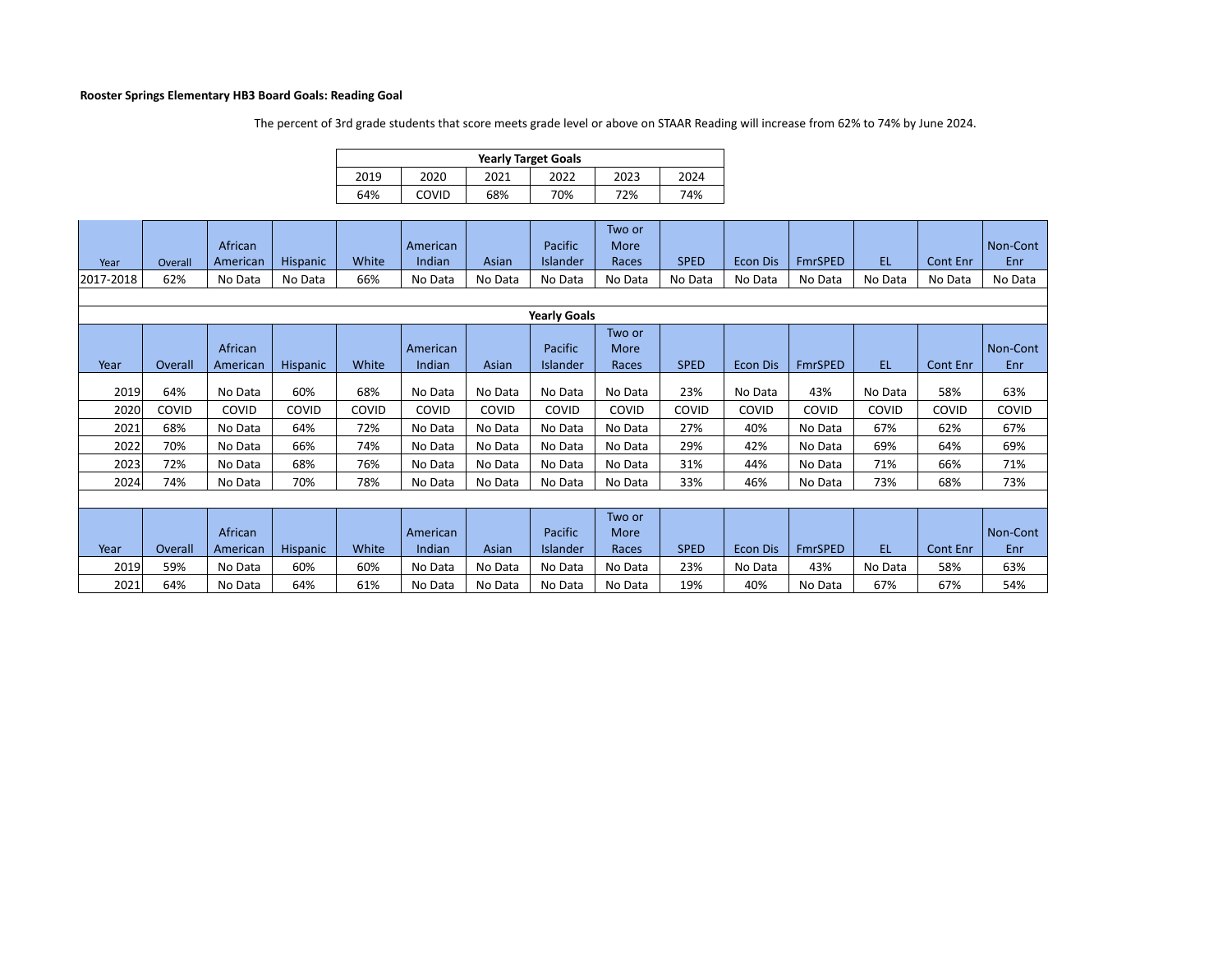**Rooster Springs Elementary HB3 Board Goals: Reading Goal**

The percent of 3rd grade students that score meets grade level or above on STAAR Reading will increase from 62% to 74% by June 2024.

| Yearly Target Goals | | | | | |
|---|---|---|---|---|---|
| 2019 | 2020 | 2021 | 2022 | 2023 | 2024 |
| 64% | COVID | 68% | 70% | 72% | 74% |

| Year | Overall | African American | Hispanic | White | American Indian | Asian | Pacific Islander | Two or More Races | SPED | Econ Dis | FmrSPED | EL | Cont Enr | Non-Cont Enr |
|---|---|---|---|---|---|---|---|---|---|---|---|---|---|---|
| 2017-2018 | 62% | No Data | No Data | 66% | No Data | No Data | No Data | No Data | No Data | No Data | No Data | No Data | No Data | No Data |

**Yearly Goals**

| Year | Overall | African American | Hispanic | White | American Indian | Asian | Pacific Islander | Two or More Races | SPED | Econ Dis | FmrSPED | EL | Cont Enr | Non-Cont Enr |
|---|---|---|---|---|---|---|---|---|---|---|---|---|---|---|
| 2019 | 64% | No Data | 60% | 68% | No Data | No Data | No Data | No Data | 23% | No Data | 43% | No Data | 58% | 63% |
| 2020 | COVID | COVID | COVID | COVID | COVID | COVID | COVID | COVID | COVID | COVID | COVID | COVID | COVID | COVID |
| 2021 | 68% | No Data | 64% | 72% | No Data | No Data | No Data | No Data | 27% | 40% | No Data | 67% | 62% | 67% |
| 2022 | 70% | No Data | 66% | 74% | No Data | No Data | No Data | No Data | 29% | 42% | No Data | 69% | 64% | 69% |
| 2023 | 72% | No Data | 68% | 76% | No Data | No Data | No Data | No Data | 31% | 44% | No Data | 71% | 66% | 71% |
| 2024 | 74% | No Data | 70% | 78% | No Data | No Data | No Data | No Data | 33% | 46% | No Data | 73% | 68% | 73% |

| Year | Overall | African American | Hispanic | White | American Indian | Asian | Pacific Islander | Two or More Races | SPED | Econ Dis | FmrSPED | EL | Cont Enr | Non-Cont Enr |
|---|---|---|---|---|---|---|---|---|---|---|---|---|---|---|
| 2019 | 59% | No Data | 60% | 60% | No Data | No Data | No Data | No Data | 23% | No Data | 43% | No Data | 58% | 63% |
| 2021 | 64% | No Data | 64% | 61% | No Data | No Data | No Data | No Data | 19% | 40% | No Data | 67% | 67% | 54% |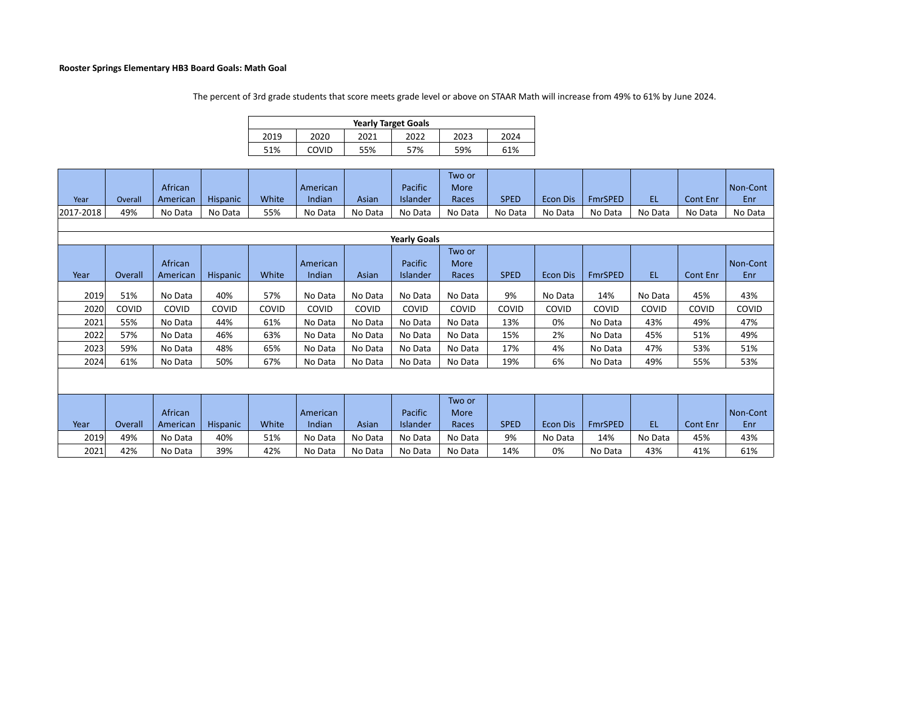**Rooster Springs Elementary HB3 Board Goals: Math Goal**

The percent of 3rd grade students that score meets grade level or above on STAAR Math will increase from 49% to 61% by June 2024.

| Yearly Target Goals | | | | | |
|---|---|---|---|---|---|
| 2019 | 2020 | 2021 | 2022 | 2023 | 2024 |
| 51% | COVID | 55% | 57% | 59% | 61% |

| Year | Overall | African American | Hispanic | White | American Indian | Asian | Pacific Islander | Two or More Races | SPED | Econ Dis | FmrSPED | EL | Cont Enr | Non-Cont Enr |
|---|---|---|---|---|---|---|---|---|---|---|---|---|---|---|
| 2017-2018 | 49% | No Data | No Data | 55% | No Data | No Data | No Data | No Data | No Data | No Data | No Data | No Data | No Data | No Data |

**Yearly Goals**

| Year | Overall | African American | Hispanic | White | American Indian | Asian | Pacific Islander | Two or More Races | SPED | Econ Dis | FmrSPED | EL | Cont Enr | Non-Cont Enr |
|---|---|---|---|---|---|---|---|---|---|---|---|---|---|---|
| 2019 | 51% | No Data | 40% | 57% | No Data | No Data | No Data | No Data | 9% | No Data | 14% | No Data | 45% | 43% |
| 2020 | COVID | COVID | COVID | COVID | COVID | COVID | COVID | COVID | COVID | COVID | COVID | COVID | COVID | COVID |
| 2021 | 55% | No Data | 44% | 61% | No Data | No Data | No Data | No Data | 13% | 0% | No Data | 43% | 49% | 47% |
| 2022 | 57% | No Data | 46% | 63% | No Data | No Data | No Data | No Data | 15% | 2% | No Data | 45% | 51% | 49% |
| 2023 | 59% | No Data | 48% | 65% | No Data | No Data | No Data | No Data | 17% | 4% | No Data | 47% | 53% | 51% |
| 2024 | 61% | No Data | 50% | 67% | No Data | No Data | No Data | No Data | 19% | 6% | No Data | 49% | 55% | 53% |

| Year | Overall | African American | Hispanic | White | American Indian | Asian | Pacific Islander | Two or More Races | SPED | Econ Dis | FmrSPED | EL | Cont Enr | Non-Cont Enr |
|---|---|---|---|---|---|---|---|---|---|---|---|---|---|---|
| 2019 | 49% | No Data | 40% | 51% | No Data | No Data | No Data | No Data | 9% | No Data | 14% | No Data | 45% | 43% |
| 2021 | 42% | No Data | 39% | 42% | No Data | No Data | No Data | No Data | 14% | 0% | No Data | 43% | 41% | 61% |